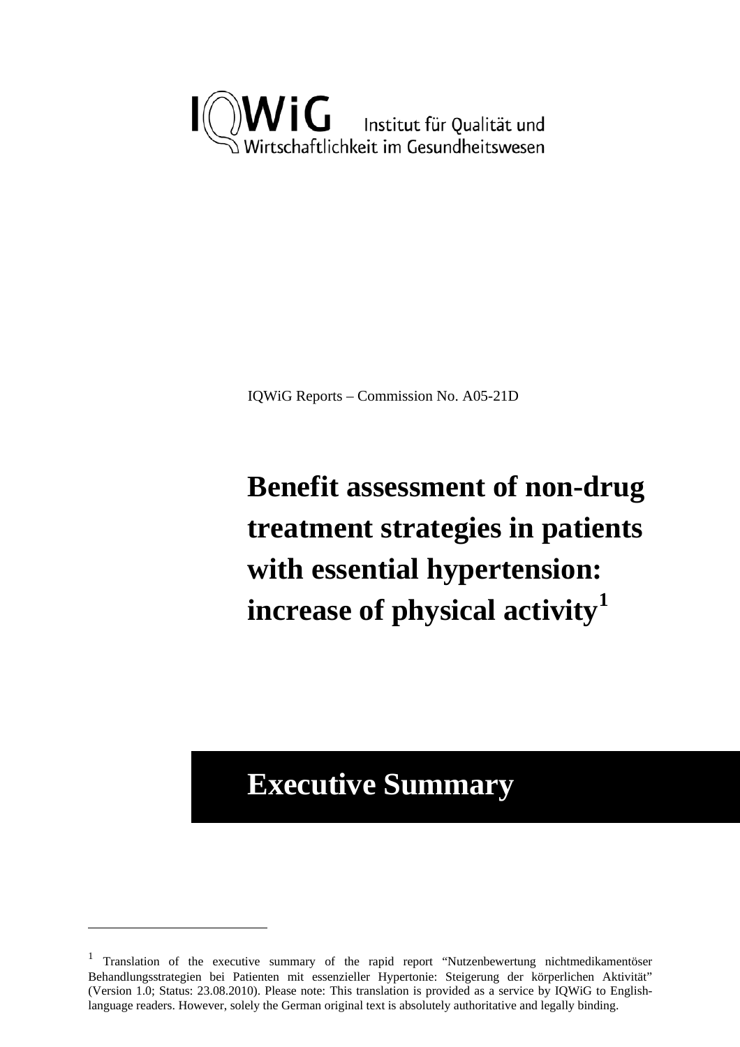IQWiG Institut für Qualität und Wirtschaftlichkeit im Gesundheitswesen

IQWiG Reports – Commission No. A05-21D

# Benefit assessment of non-drug treatment strategies in patients with essential hypertension: increase of physical activity[1]

# Executive Summary

---

[1] Translation of the executive summary of the rapid report "Nutzenbewertung nichtmedikamentöser Behandlungsstrategien bei Patienten mit essenzieller Hypertonie: Steigerung der körperlichen Aktivität" (Version 1.0; Status: 23.08.2010). Please note: This translation is provided as a service by IQWiG to English-language readers. However, solely the German original text is absolutely authoritative and legally binding.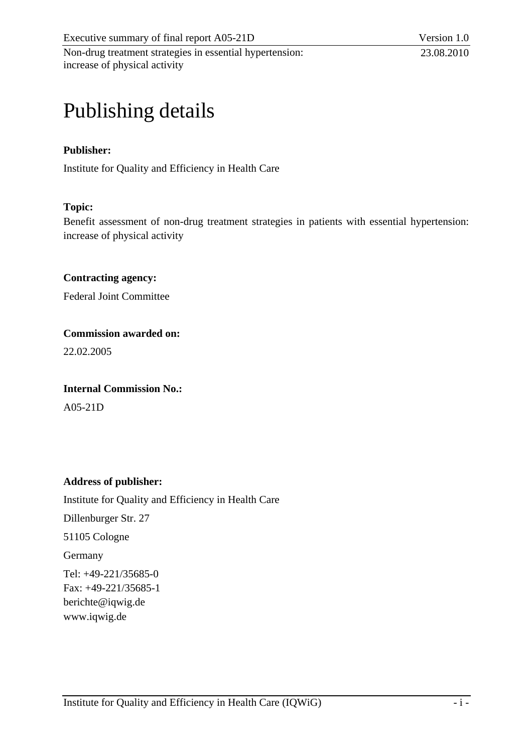# Publishing details

**Publisher:**

Institute for Quality and Efficiency in Health Care

**Topic:**

Benefit assessment of non-drug treatment strategies in patients with essential hypertension: increase of physical activity

**Contracting agency:**

Federal Joint Committee

**Commission awarded on:**

22.02.2005

**Internal Commission No.:**

A05-21D

**Address of publisher:**

Institute for Quality and Efficiency in Health Care

Dillenburger Str. 27

51105 Cologne

Germany

Tel: +49-221/35685-0
Fax: +49-221/35685-1
berichte@iqwig.de
www.iqwig.de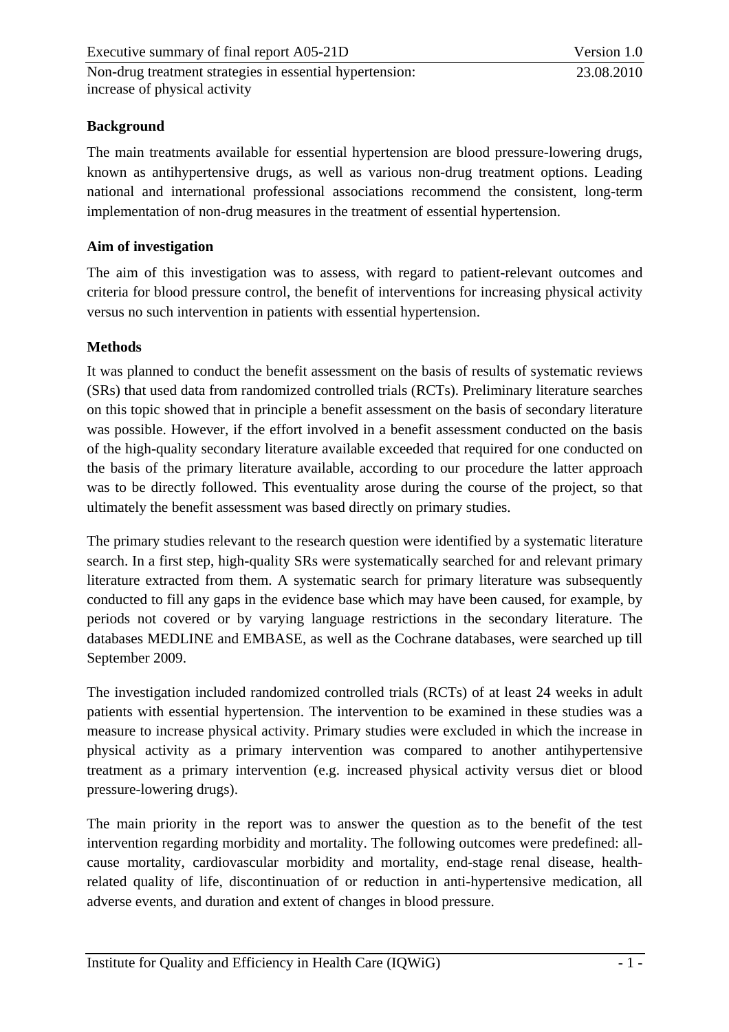## Background

The main treatments available for essential hypertension are blood pressure-lowering drugs, known as antihypertensive drugs, as well as various non-drug treatment options. Leading national and international professional associations recommend the consistent, long-term implementation of non-drug measures in the treatment of essential hypertension.

## Aim of investigation

The aim of this investigation was to assess, with regard to patient-relevant outcomes and criteria for blood pressure control, the benefit of interventions for increasing physical activity versus no such intervention in patients with essential hypertension.

## Methods

It was planned to conduct the benefit assessment on the basis of results of systematic reviews (SRs) that used data from randomized controlled trials (RCTs). Preliminary literature searches on this topic showed that in principle a benefit assessment on the basis of secondary literature was possible. However, if the effort involved in a benefit assessment conducted on the basis of the high-quality secondary literature available exceeded that required for one conducted on the basis of the primary literature available, according to our procedure the latter approach was to be directly followed. This eventuality arose during the course of the project, so that ultimately the benefit assessment was based directly on primary studies.

The primary studies relevant to the research question were identified by a systematic literature search. In a first step, high-quality SRs were systematically searched for and relevant primary literature extracted from them. A systematic search for primary literature was subsequently conducted to fill any gaps in the evidence base which may have been caused, for example, by periods not covered or by varying language restrictions in the secondary literature. The databases MEDLINE and EMBASE, as well as the Cochrane databases, were searched up till September 2009.

The investigation included randomized controlled trials (RCTs) of at least 24 weeks in adult patients with essential hypertension. The intervention to be examined in these studies was a measure to increase physical activity. Primary studies were excluded in which the increase in physical activity as a primary intervention was compared to another antihypertensive treatment as a primary intervention (e.g. increased physical activity versus diet or blood pressure-lowering drugs).

The main priority in the report was to answer the question as to the benefit of the test intervention regarding morbidity and mortality. The following outcomes were predefined: all-cause mortality, cardiovascular morbidity and mortality, end-stage renal disease, health-related quality of life, discontinuation of or reduction in anti-hypertensive medication, all adverse events, and duration and extent of changes in blood pressure.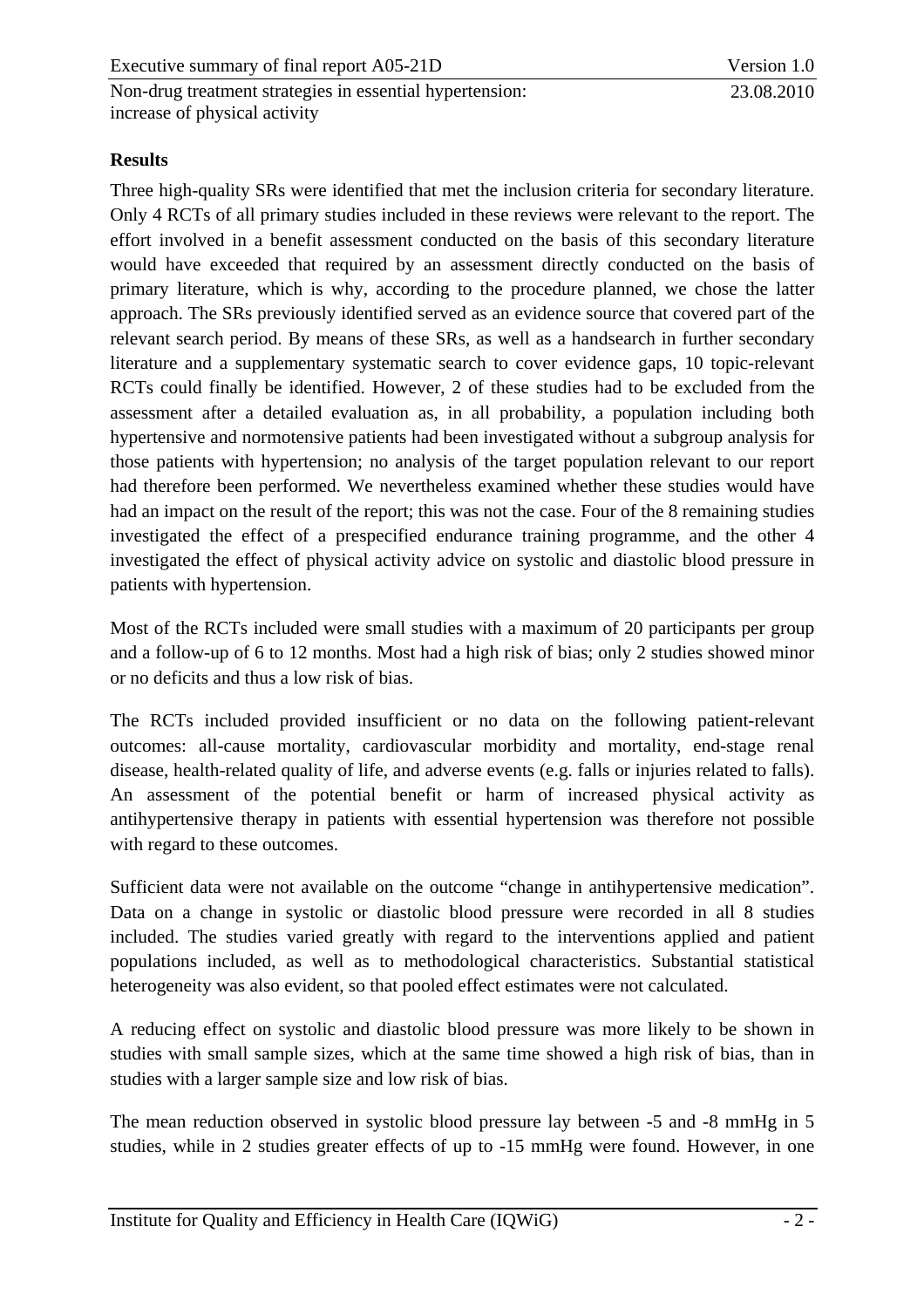**Results**

Three high-quality SRs were identified that met the inclusion criteria for secondary literature. Only 4 RCTs of all primary studies included in these reviews were relevant to the report. The effort involved in a benefit assessment conducted on the basis of this secondary literature would have exceeded that required by an assessment directly conducted on the basis of primary literature, which is why, according to the procedure planned, we chose the latter approach. The SRs previously identified served as an evidence source that covered part of the relevant search period. By means of these SRs, as well as a handsearch in further secondary literature and a supplementary systematic search to cover evidence gaps, 10 topic-relevant RCTs could finally be identified. However, 2 of these studies had to be excluded from the assessment after a detailed evaluation as, in all probability, a population including both hypertensive and normotensive patients had been investigated without a subgroup analysis for those patients with hypertension; no analysis of the target population relevant to our report had therefore been performed. We nevertheless examined whether these studies would have had an impact on the result of the report; this was not the case. Four of the 8 remaining studies investigated the effect of a prespecified endurance training programme, and the other 4 investigated the effect of physical activity advice on systolic and diastolic blood pressure in patients with hypertension.

Most of the RCTs included were small studies with a maximum of 20 participants per group and a follow-up of 6 to 12 months. Most had a high risk of bias; only 2 studies showed minor or no deficits and thus a low risk of bias.

The RCTs included provided insufficient or no data on the following patient-relevant outcomes: all-cause mortality, cardiovascular morbidity and mortality, end-stage renal disease, health-related quality of life, and adverse events (e.g. falls or injuries related to falls). An assessment of the potential benefit or harm of increased physical activity as antihypertensive therapy in patients with essential hypertension was therefore not possible with regard to these outcomes.

Sufficient data were not available on the outcome “change in antihypertensive medication”. Data on a change in systolic or diastolic blood pressure were recorded in all 8 studies included. The studies varied greatly with regard to the interventions applied and patient populations included, as well as to methodological characteristics. Substantial statistical heterogeneity was also evident, so that pooled effect estimates were not calculated.

A reducing effect on systolic and diastolic blood pressure was more likely to be shown in studies with small sample sizes, which at the same time showed a high risk of bias, than in studies with a larger sample size and low risk of bias.

The mean reduction observed in systolic blood pressure lay between -5 and -8 mmHg in 5 studies, while in 2 studies greater effects of up to -15 mmHg were found. However, in one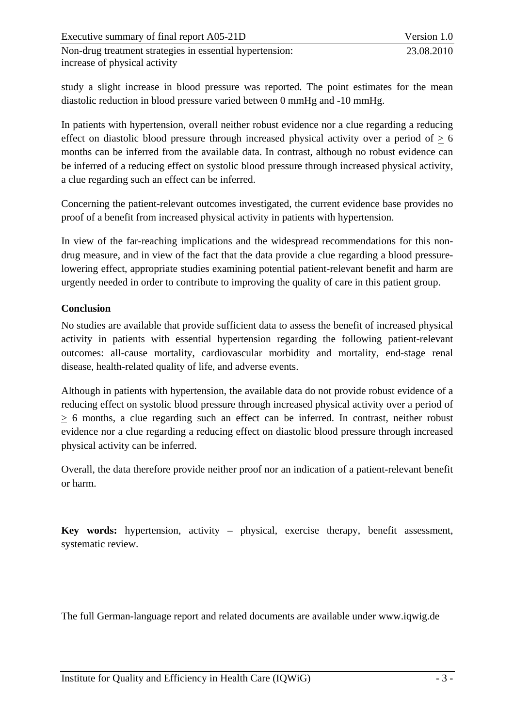study a slight increase in blood pressure was reported. The point estimates for the mean diastolic reduction in blood pressure varied between 0 mmHg and -10 mmHg.

In patients with hypertension, overall neither robust evidence nor a clue regarding a reducing effect on diastolic blood pressure through increased physical activity over a period of $\geq$ 6 months can be inferred from the available data. In contrast, although no robust evidence can be inferred of a reducing effect on systolic blood pressure through increased physical activity, a clue regarding such an effect can be inferred.

Concerning the patient-relevant outcomes investigated, the current evidence base provides no proof of a benefit from increased physical activity in patients with hypertension.

In view of the far-reaching implications and the widespread recommendations for this non-drug measure, and in view of the fact that the data provide a clue regarding a blood pressure-lowering effect, appropriate studies examining potential patient-relevant benefit and harm are urgently needed in order to contribute to improving the quality of care in this patient group.

**Conclusion**

No studies are available that provide sufficient data to assess the benefit of increased physical activity in patients with essential hypertension regarding the following patient-relevant outcomes: all-cause mortality, cardiovascular morbidity and mortality, end-stage renal disease, health-related quality of life, and adverse events.

Although in patients with hypertension, the available data do not provide robust evidence of a reducing effect on systolic blood pressure through increased physical activity over a period of $\geq$ 6 months, a clue regarding such an effect can be inferred. In contrast, neither robust evidence nor a clue regarding a reducing effect on diastolic blood pressure through increased physical activity can be inferred.

Overall, the data therefore provide neither proof nor an indication of a patient-relevant benefit or harm.

**Key words:** hypertension, activity – physical, exercise therapy, benefit assessment, systematic review.

The full German-language report and related documents are available under www.iqwig.de